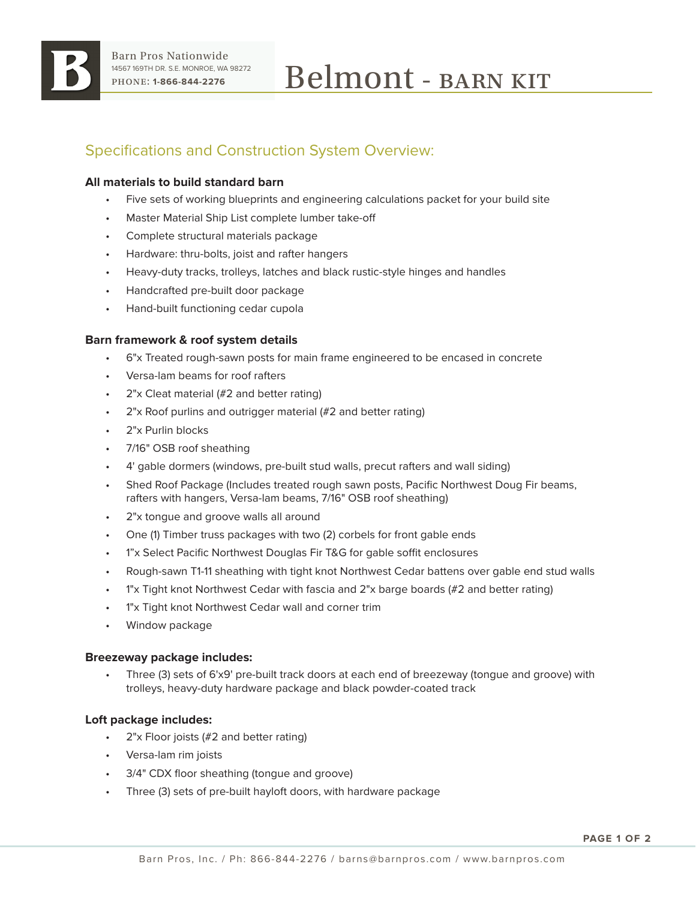Barn Pros Nationwide
14567 169TH DR. S.E. MONROE, WA 98272
PHONE: **1-866-844-2276**

# Belmont - BARN KIT

## Specifications and Construction System Overview:

**All materials to build standard barn**

- Five sets of working blueprints and engineering calculations packet for your build site
- Master Material Ship List complete lumber take-off
- Complete structural materials package
- Hardware: thru-bolts, joist and rafter hangers
- Heavy-duty tracks, trolleys, latches and black rustic-style hinges and handles
- Handcrafted pre-built door package
- Hand-built functioning cedar cupola

**Barn framework & roof system details**

- 6"x Treated rough-sawn posts for main frame engineered to be encased in concrete
- Versa-lam beams for roof rafters
- 2"x Cleat material (#2 and better rating)
- 2"x Roof purlins and outrigger material (#2 and better rating)
- 2"x Purlin blocks
- 7/16" OSB roof sheathing
- 4' gable dormers (windows, pre-built stud walls, precut rafters and wall siding)
- Shed Roof Package (Includes treated rough sawn posts, Pacific Northwest Doug Fir beams, rafters with hangers, Versa-lam beams, 7/16" OSB roof sheathing)
- 2"x tongue and groove walls all around
- One (1) Timber truss packages with two (2) corbels for front gable ends
- 1"x Select Pacific Northwest Douglas Fir T&G for gable soffit enclosures
- Rough-sawn T1-11 sheathing with tight knot Northwest Cedar battens over gable end stud walls
- 1"x Tight knot Northwest Cedar with fascia and 2"x barge boards (#2 and better rating)
- 1"x Tight knot Northwest Cedar wall and corner trim
- Window package

**Breezeway package includes:**

- Three (3) sets of 6'x9' pre-built track doors at each end of breezeway (tongue and groove) with trolleys, heavy-duty hardware package and black powder-coated track

**Loft package includes:**

- 2"x Floor joists (#2 and better rating)
- Versa-lam rim joists
- 3/4" CDX floor sheathing (tongue and groove)
- Three (3) sets of pre-built hayloft doors, with hardware package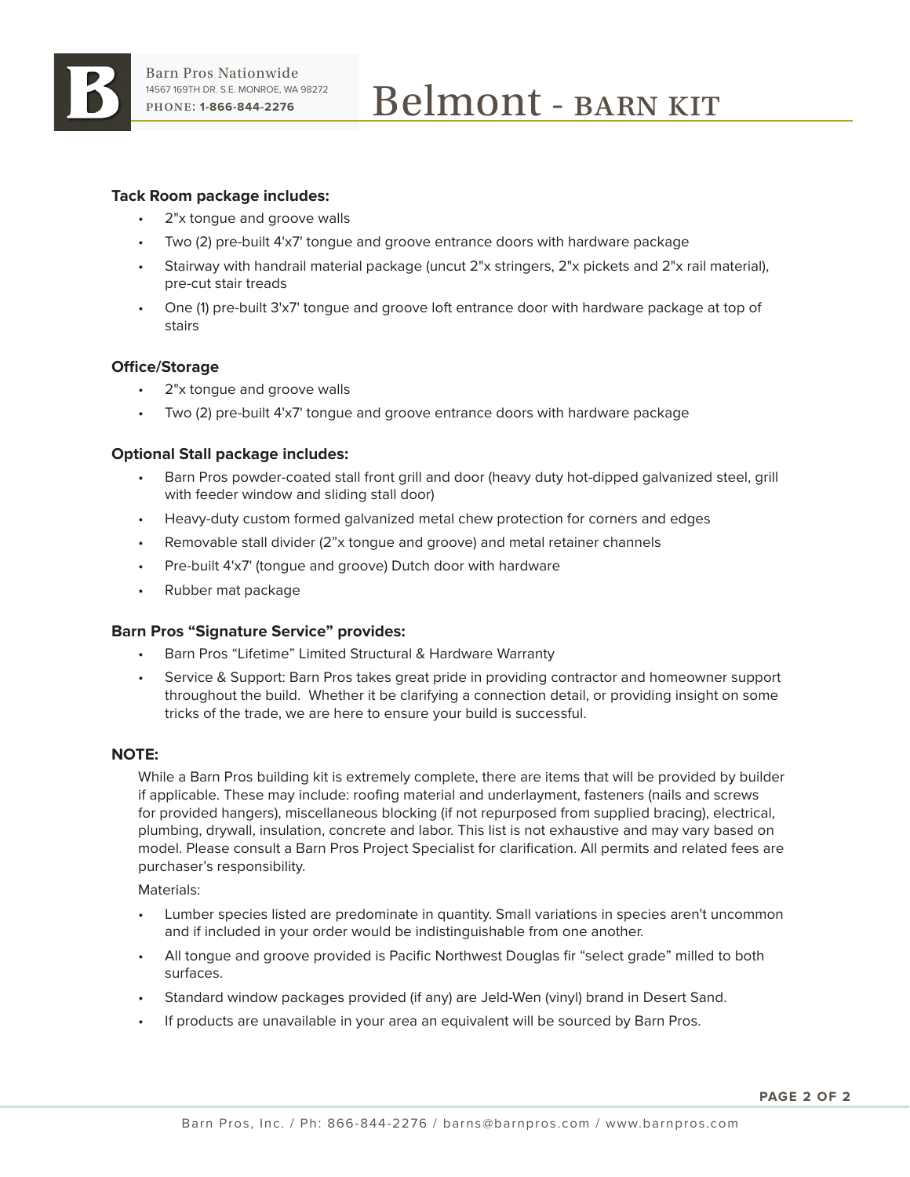**Tack Room package includes:**

- 2"x tongue and groove walls
- Two (2) pre-built 4'x7' tongue and groove entrance doors with hardware package
- Stairway with handrail material package (uncut 2"x stringers, 2"x pickets and 2"x rail material), pre-cut stair treads
- One (1) pre-built 3'x7' tongue and groove loft entrance door with hardware package at top of stairs

**Office/Storage**

- 2"x tongue and groove walls
- Two (2) pre-built 4'x7' tongue and groove entrance doors with hardware package

**Optional Stall package includes:**

- Barn Pros powder-coated stall front grill and door (heavy duty hot-dipped galvanized steel, grill with feeder window and sliding stall door)
- Heavy-duty custom formed galvanized metal chew protection for corners and edges
- Removable stall divider (2"x tongue and groove) and metal retainer channels
- Pre-built 4'x7' (tongue and groove) Dutch door with hardware
- Rubber mat package

**Barn Pros "Signature Service" provides:**

- Barn Pros "Lifetime" Limited Structural & Hardware Warranty
- Service & Support: Barn Pros takes great pride in providing contractor and homeowner support throughout the build. Whether it be clarifying a connection detail, or providing insight on some tricks of the trade, we are here to ensure your build is successful.

**NOTE:**

While a Barn Pros building kit is extremely complete, there are items that will be provided by builder if applicable. These may include: roofing material and underlayment, fasteners (nails and screws for provided hangers), miscellaneous blocking (if not repurposed from supplied bracing), electrical, plumbing, drywall, insulation, concrete and labor. This list is not exhaustive and may vary based on model. Please consult a Barn Pros Project Specialist for clarification. All permits and related fees are purchaser's responsibility.

Materials:

- Lumber species listed are predominate in quantity. Small variations in species aren't uncommon and if included in your order would be indistinguishable from one another.
- All tongue and groove provided is Pacific Northwest Douglas fir "select grade" milled to both surfaces.
- Standard window packages provided (if any) are Jeld-Wen (vinyl) brand in Desert Sand.
- If products are unavailable in your area an equivalent will be sourced by Barn Pros.